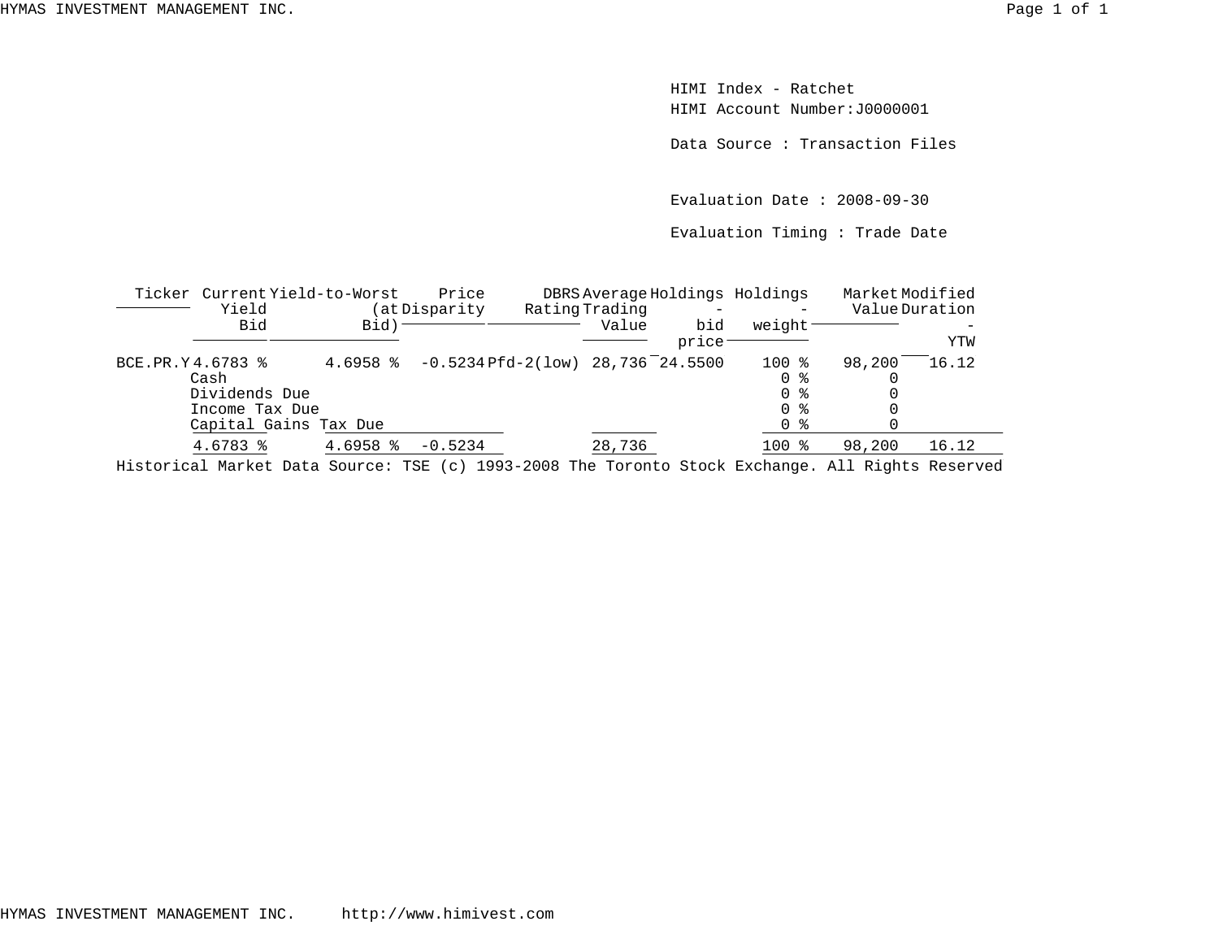HIMI Index - Ratchet
HIMI Account Number:J0000001

Data Source : Transaction Files

Evaluation Date : 2008-09-30

Evaluation Timing : Trade Date

| Ticker | Current Yield Bid | Yield-to-Worst (at Bid) | Price Disparity | DBRS Rating | Average Trading Value | Holdings - bid price | Holdings - weight | Market Value | Modified Duration - YTW |
|---|---|---|---|---|---|---|---|---|---|
| BCE.PR.Y | 4.6783 % | 4.6958 % | -0.5234 | Pfd-2(low) | 28,736 | 24.5500 | 100 % | 98,200 | 16.12 |
| | Cash | | | | | | 0 % | 0 | |
| | Dividends Due | | | | | | 0 % | 0 | |
| | Income Tax Due | | | | | | 0 % | 0 | |
| | Capital Gains Tax Due | | | | | | 0 % | 0 | |
| | 4.6783 % | 4.6958 % | -0.5234 | | 28,736 | | 100 % | 98,200 | 16.12 |

Historical Market Data Source: TSE (c) 1993-2008 The Toronto Stock Exchange. All Rights Reserved

HYMAS INVESTMENT MANAGEMENT INC. http://www.himivest.com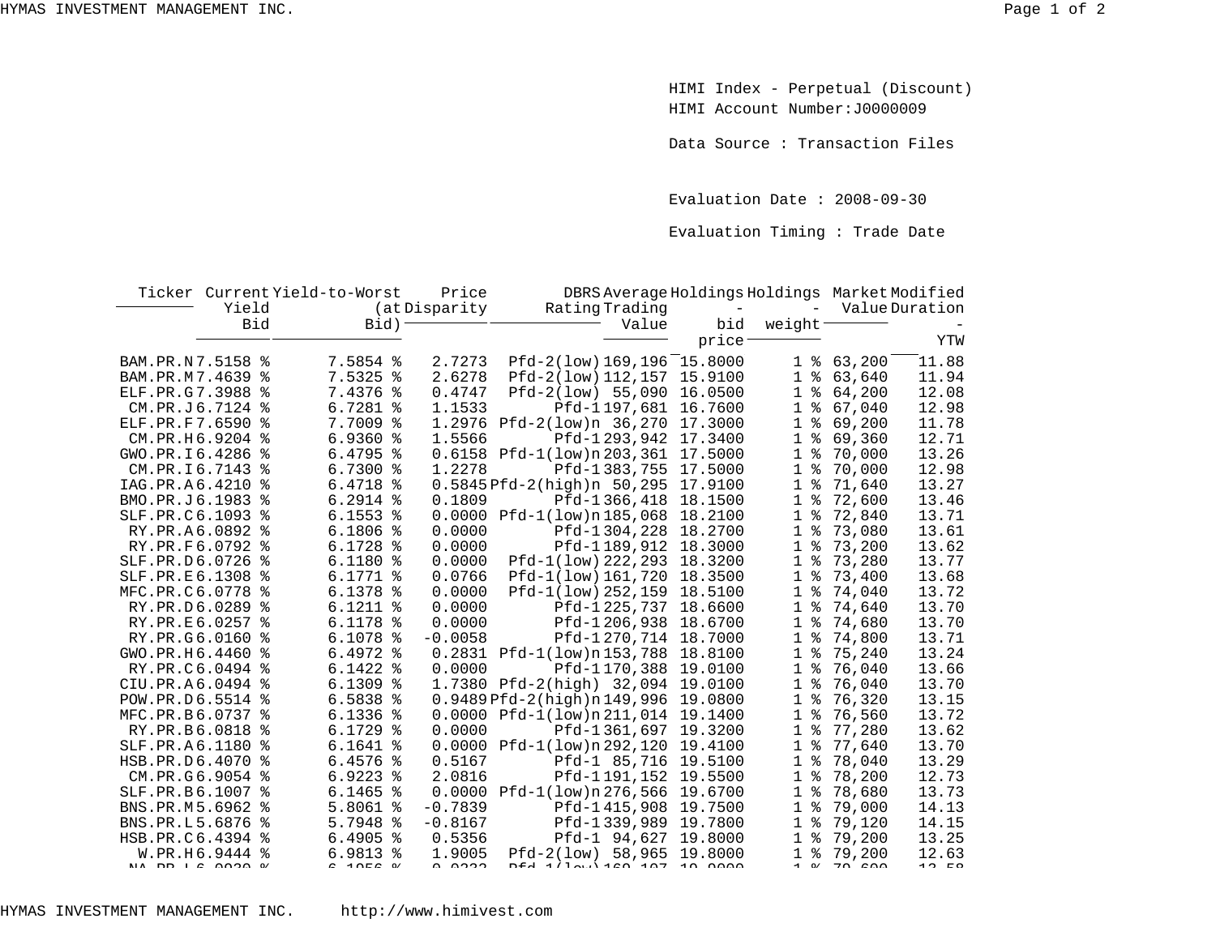HIMI Index - Perpetual (Discount)
HIMI Account Number:J0000009

Data Source : Transaction Files

Evaluation Date : 2008-09-30

Evaluation Timing : Trade Date

| Ticker | Current Yield Bid | Yield-to-Worst (at Bid) | Price Disparity | DBRS Rating | Average Trading Value | Holdings - bid price | Holdings - weight | Market Value | Modified Duration - YTW |
|---|---|---|---|---|---|---|---|---|---|
| BAM.PR.N | 7.5158 % | 7.5854 % | 2.7273 | Pfd-2(low) | 169,196 | 15.8000 | 1 % | 63,200 | 11.88 |
| BAM.PR.M | 7.4639 % | 7.5325 % | 2.6278 | Pfd-2(low) | 112,157 | 15.9100 | 1 % | 63,640 | 11.94 |
| ELF.PR.G | 7.3988 % | 7.4376 % | 0.4747 | Pfd-2(low) | 55,090 | 16.0500 | 1 % | 64,200 | 12.08 |
| CM.PR.J | 6.7124 % | 6.7281 % | 1.1533 | Pfd-1 | 197,681 | 16.7600 | 1 % | 67,040 | 12.98 |
| ELF.PR.F | 7.6590 % | 7.7009 % | 1.2976 | Pfd-2(low)n | 36,270 | 17.3000 | 1 % | 69,200 | 11.78 |
| CM.PR.H | 6.9204 % | 6.9360 % | 1.5566 | Pfd-1 | 293,942 | 17.3400 | 1 % | 69,360 | 12.71 |
| GWO.PR.I | 6.4286 % | 6.4795 % | 0.6158 | Pfd-1(low)n | 203,361 | 17.5000 | 1 % | 70,000 | 13.26 |
| CM.PR.I | 6.7143 % | 6.7300 % | 1.2278 | Pfd-1 | 383,755 | 17.5000 | 1 % | 70,000 | 12.98 |
| IAG.PR.A | 6.4210 % | 6.4718 % | 0.5845 | Pfd-2(high)n | 50,295 | 17.9100 | 1 % | 71,640 | 13.27 |
| BMO.PR.J | 6.1983 % | 6.2914 % | 0.1809 | Pfd-1 | 366,418 | 18.1500 | 1 % | 72,600 | 13.46 |
| SLF.PR.C | 6.1093 % | 6.1553 % | 0.0000 | Pfd-1(low)n | 185,068 | 18.2100 | 1 % | 72,840 | 13.71 |
| RY.PR.A | 6.0892 % | 6.1806 % | 0.0000 | Pfd-1 | 304,228 | 18.2700 | 1 % | 73,080 | 13.61 |
| RY.PR.F | 6.0792 % | 6.1728 % | 0.0000 | Pfd-1 | 189,912 | 18.3000 | 1 % | 73,200 | 13.62 |
| SLF.PR.D | 6.0726 % | 6.1180 % | 0.0000 | Pfd-1(low) | 222,293 | 18.3200 | 1 % | 73,280 | 13.77 |
| SLF.PR.E | 6.1308 % | 6.1771 % | 0.0766 | Pfd-1(low) | 161,720 | 18.3500 | 1 % | 73,400 | 13.68 |
| MFC.PR.C | 6.0778 % | 6.1378 % | 0.0000 | Pfd-1(low) | 252,159 | 18.5100 | 1 % | 74,040 | 13.72 |
| RY.PR.D | 6.0289 % | 6.1211 % | 0.0000 | Pfd-1 | 225,737 | 18.6600 | 1 % | 74,640 | 13.70 |
| RY.PR.E | 6.0257 % | 6.1178 % | 0.0000 | Pfd-1 | 206,938 | 18.6700 | 1 % | 74,680 | 13.70 |
| RY.PR.G | 6.0160 % | 6.1078 % | -0.0058 | Pfd-1 | 270,714 | 18.7000 | 1 % | 74,800 | 13.71 |
| GWO.PR.H | 6.4460 % | 6.4972 % | 0.2831 | Pfd-1(low)n | 153,788 | 18.8100 | 1 % | 75,240 | 13.24 |
| RY.PR.C | 6.0494 % | 6.1422 % | 0.0000 | Pfd-1 | 170,388 | 19.0100 | 1 % | 76,040 | 13.66 |
| CIU.PR.A | 6.0494 % | 6.1309 % | 1.7380 | Pfd-2(high) | 32,094 | 19.0100 | 1 % | 76,040 | 13.70 |
| POW.PR.D | 6.5514 % | 6.5838 % | 0.9489 | Pfd-2(high)n | 149,996 | 19.0800 | 1 % | 76,320 | 13.15 |
| MFC.PR.B | 6.0737 % | 6.1336 % | 0.0000 | Pfd-1(low)n | 211,014 | 19.1400 | 1 % | 76,560 | 13.72 |
| RY.PR.B | 6.0818 % | 6.1729 % | 0.0000 | Pfd-1 | 361,697 | 19.3200 | 1 % | 77,280 | 13.62 |
| SLF.PR.A | 6.1180 % | 6.1641 % | 0.0000 | Pfd-1(low)n | 292,120 | 19.4100 | 1 % | 77,640 | 13.70 |
| HSB.PR.D | 6.4070 % | 6.4576 % | 0.5167 | Pfd-1 | 85,716 | 19.5100 | 1 % | 78,040 | 13.29 |
| CM.PR.G | 6.9054 % | 6.9223 % | 2.0816 | Pfd-1 | 191,152 | 19.5500 | 1 % | 78,200 | 12.73 |
| SLF.PR.B | 6.1007 % | 6.1465 % | 0.0000 | Pfd-1(low)n | 276,566 | 19.6700 | 1 % | 78,680 | 13.73 |
| BNS.PR.M | 5.6962 % | 5.8061 % | -0.7839 | Pfd-1 | 415,908 | 19.7500 | 1 % | 79,000 | 14.13 |
| BNS.PR.L | 5.6876 % | 5.7948 % | -0.8167 | Pfd-1 | 339,989 | 19.7800 | 1 % | 79,120 | 14.15 |
| HSB.PR.C | 6.4394 % | 6.4905 % | 0.5356 | Pfd-1 | 94,627 | 19.8000 | 1 % | 79,200 | 13.25 |
| W.PR.H | 6.9444 % | 6.9813 % | 1.9005 | Pfd-2(low) | 58,965 | 19.8000 | 1 % | 79,200 | 12.63 |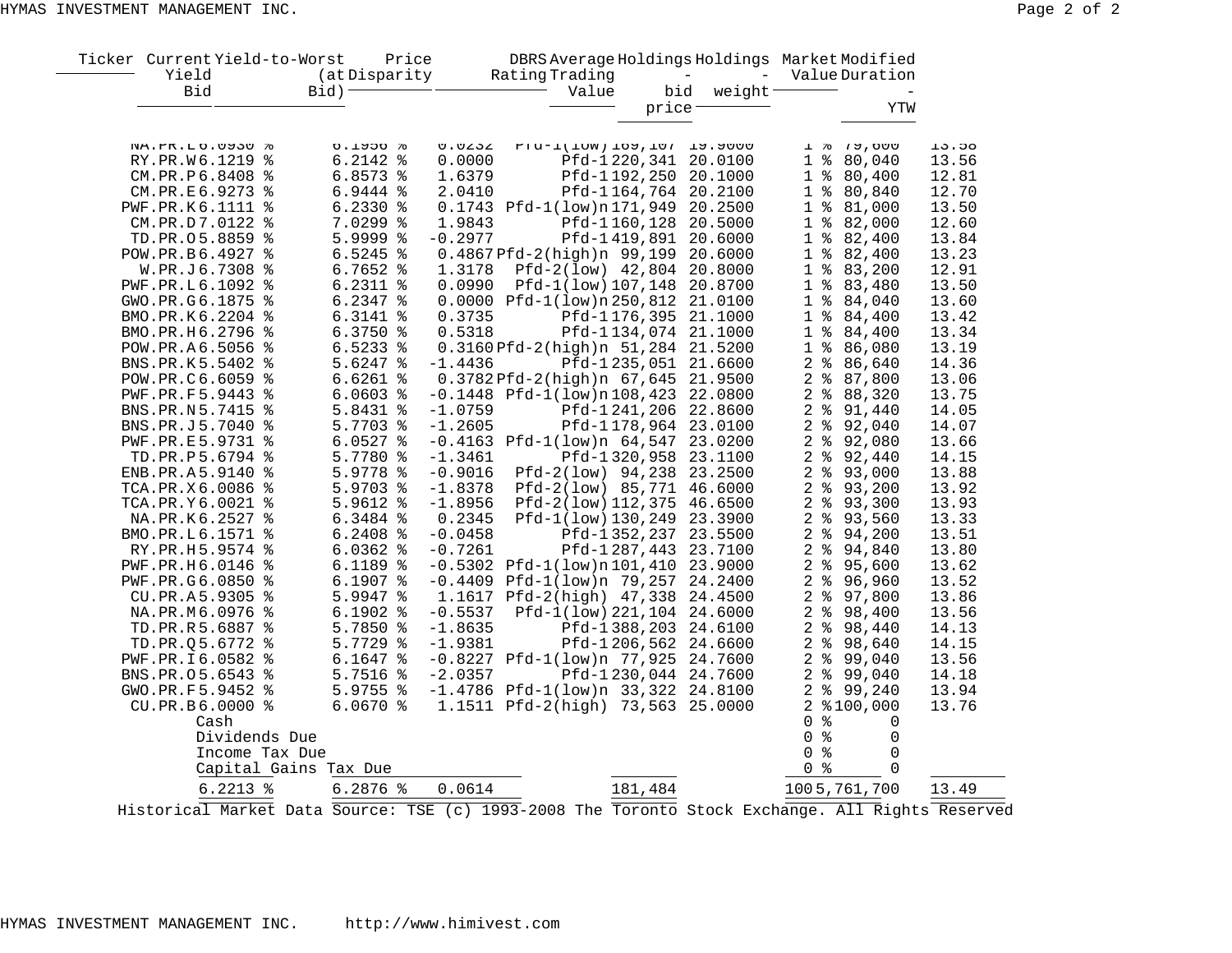| Ticker | Current Yield Bid | Yield-to-Worst (at Bid) | Price Disparity | DBRS Rating | Average Trading Value | Holdings - bid price | Holdings - weight | Market Value | Modified Duration - YTW |
|---|---|---|---|---|---|---|---|---|---|
| NA.PR.L | 6.0930 % | 6.1956 % | 0.0232 | Pfd-1(low) | 169,107 | 19.9000 | 1 % | 79,600 | 13.58 |
| RY.PR.W | 6.1219 % | 6.2142 % | 0.0000 | Pfd-1 | 220,341 | 20.0100 | 1 % | 80,040 | 13.56 |
| CM.PR.P | 6.8408 % | 6.8573 % | 1.6379 | Pfd-1 | 192,250 | 20.1000 | 1 % | 80,400 | 12.81 |
| CM.PR.E | 6.9273 % | 6.9444 % | 2.0410 | Pfd-1 | 164,764 | 20.2100 | 1 % | 80,840 | 12.70 |
| PWF.PR.K | 6.1111 % | 6.2330 % | 0.1743 | Pfd-1(low)n | 171,949 | 20.2500 | 1 % | 81,000 | 13.50 |
| CM.PR.D | 7.0122 % | 7.0299 % | 1.9843 | Pfd-1 | 160,128 | 20.5000 | 1 % | 82,000 | 12.60 |
| TD.PR.O | 5.8859 % | 5.9999 % | -0.2977 | Pfd-1 | 419,891 | 20.6000 | 1 % | 82,400 | 13.84 |
| POW.PR.B | 6.4927 % | 6.5245 % | 0.4867 | Pfd-2(high)n | 99,199 | 20.6000 | 1 % | 82,400 | 13.23 |
| W.PR.J | 6.7308 % | 6.7652 % | 1.3178 | Pfd-2(low) | 42,804 | 20.8000 | 1 % | 83,200 | 12.91 |
| PWF.PR.L | 6.1092 % | 6.2311 % | 0.0990 | Pfd-1(low) | 107,148 | 20.8700 | 1 % | 83,480 | 13.50 |
| GWO.PR.G | 6.1875 % | 6.2347 % | 0.0000 | Pfd-1(low)n | 250,812 | 21.0100 | 1 % | 84,040 | 13.60 |
| BMO.PR.K | 6.2204 % | 6.3141 % | 0.3735 | Pfd-1 | 176,395 | 21.1000 | 1 % | 84,400 | 13.42 |
| BMO.PR.H | 6.2796 % | 6.3750 % | 0.5318 | Pfd-1 | 134,074 | 21.1000 | 1 % | 84,400 | 13.34 |
| POW.PR.A | 6.5056 % | 6.5233 % | 0.3160 | Pfd-2(high)n | 51,284 | 21.5200 | 1 % | 86,080 | 13.19 |
| BNS.PR.K | 5.5402 % | 5.6247 % | -1.4436 | Pfd-1 | 235,051 | 21.6600 | 2 % | 86,640 | 14.36 |
| POW.PR.C | 6.6059 % | 6.6261 % | 0.3782 | Pfd-2(high)n | 67,645 | 21.9500 | 2 % | 87,800 | 13.06 |
| PWF.PR.F | 5.9443 % | 6.0603 % | -0.1448 | Pfd-1(low)n | 108,423 | 22.0800 | 2 % | 88,320 | 13.75 |
| BNS.PR.N | 5.7415 % | 5.8431 % | -1.0759 | Pfd-1 | 241,206 | 22.8600 | 2 % | 91,440 | 14.05 |
| BNS.PR.J | 5.7040 % | 5.7703 % | -1.2605 | Pfd-1 | 178,964 | 23.0100 | 2 % | 92,040 | 14.07 |
| PWF.PR.E | 5.9731 % | 6.0527 % | -0.4163 | Pfd-1(low)n | 64,547 | 23.0200 | 2 % | 92,080 | 13.66 |
| TD.PR.P | 5.6794 % | 5.7780 % | -1.3461 | Pfd-1 | 320,958 | 23.1100 | 2 % | 92,440 | 14.15 |
| ENB.PR.A | 5.9140 % | 5.9778 % | -0.9016 | Pfd-2(low) | 94,238 | 23.2500 | 2 % | 93,000 | 13.88 |
| TCA.PR.X | 6.0086 % | 5.9703 % | -1.8378 | Pfd-2(low) | 85,771 | 46.6000 | 2 % | 93,200 | 13.92 |
| TCA.PR.Y | 6.0021 % | 5.9612 % | -1.8956 | Pfd-2(low) | 112,375 | 46.6500 | 2 % | 93,300 | 13.93 |
| NA.PR.K | 6.2527 % | 6.3484 % | 0.2345 | Pfd-1(low) | 130,249 | 23.3900 | 2 % | 93,560 | 13.33 |
| BMO.PR.L | 6.1571 % | 6.2408 % | -0.0458 | Pfd-1 | 352,237 | 23.5500 | 2 % | 94,200 | 13.51 |
| RY.PR.H | 5.9574 % | 6.0362 % | -0.7261 | Pfd-1 | 287,443 | 23.7100 | 2 % | 94,840 | 13.80 |
| PWF.PR.H | 6.0146 % | 6.1189 % | -0.5302 | Pfd-1(low)n | 101,410 | 23.9000 | 2 % | 95,600 | 13.62 |
| PWF.PR.G | 6.0850 % | 6.1907 % | -0.4409 | Pfd-1(low)n | 79,257 | 24.2400 | 2 % | 96,960 | 13.52 |
| CU.PR.A | 5.9305 % | 5.9947 % | 1.1617 | Pfd-2(high) | 47,338 | 24.4500 | 2 % | 97,800 | 13.86 |
| NA.PR.M | 6.0976 % | 6.1902 % | -0.5537 | Pfd-1(low) | 221,104 | 24.6000 | 2 % | 98,400 | 13.56 |
| TD.PR.R | 5.6887 % | 5.7850 % | -1.8635 | Pfd-1 | 388,203 | 24.6100 | 2 % | 98,440 | 14.13 |
| TD.PR.Q | 5.6772 % | 5.7729 % | -1.9381 | Pfd-1 | 206,562 | 24.6600 | 2 % | 98,640 | 14.15 |
| PWF.PR.I | 6.0582 % | 6.1647 % | -0.8227 | Pfd-1(low)n | 77,925 | 24.7600 | 2 % | 99,040 | 13.56 |
| BNS.PR.O | 5.6543 % | 5.7516 % | -2.0357 | Pfd-1 | 230,044 | 24.7600 | 2 % | 99,040 | 14.18 |
| GWO.PR.F | 5.9452 % | 5.9755 % | -1.4786 | Pfd-1(low)n | 33,322 | 24.8100 | 2 % | 99,240 | 13.94 |
| CU.PR.B | 6.0000 % | 6.0670 % | 1.1511 | Pfd-2(high) | 73,563 | 25.0000 | 2 % | 100,000 | 13.76 |
| Cash | | | | | | | 0 % | 0 | |
| Dividends Due | | | | | | | 0 % | 0 | |
| Income Tax Due | | | | | | | 0 % | 0 | |
| Capital Gains Tax Due | | | | | | | 0 % | 0 | |
| | 6.2213 % | 6.2876 % | 0.0614 | | 181,484 | | 100 | 5,761,700 | 13.49 |

Historical Market Data Source: TSE (c) 1993-2008 The Toronto Stock Exchange. All Rights Reserved

HYMAS INVESTMENT MANAGEMENT INC. http://www.himivest.com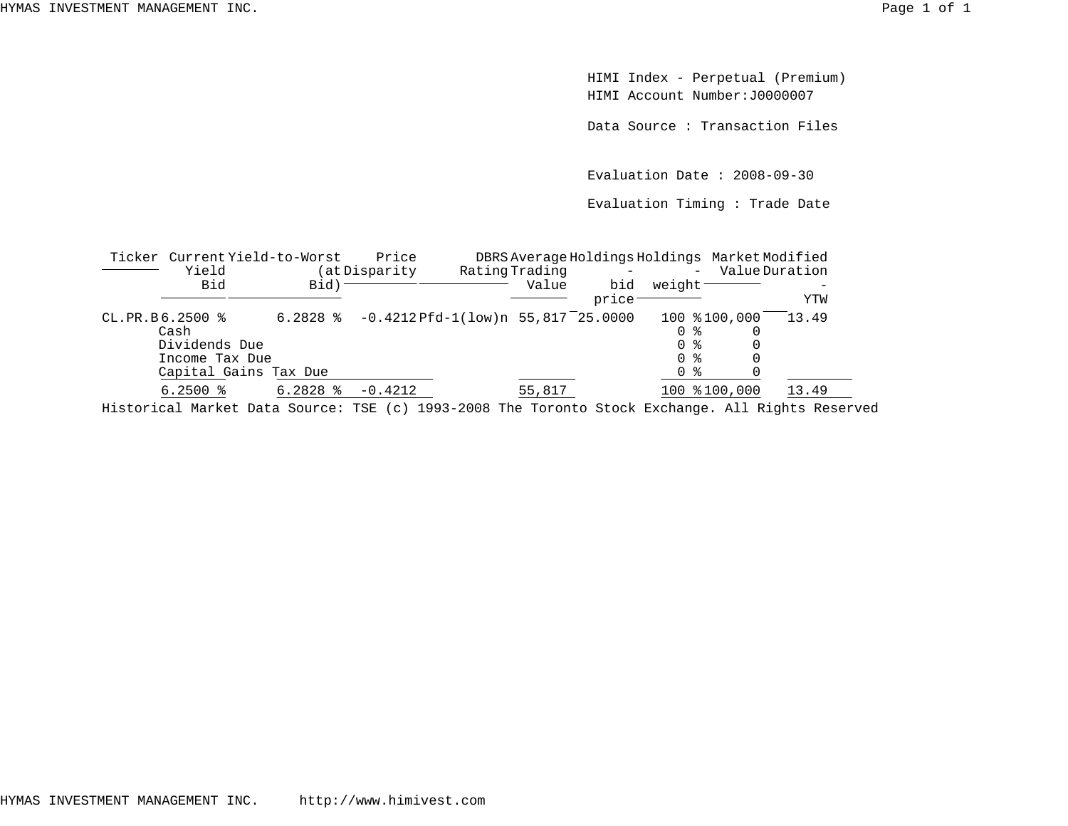HIMI Index - Perpetual (Premium)
HIMI Account Number:J0000007

Data Source : Transaction Files

Evaluation Date : 2008-09-30

Evaluation Timing : Trade Date

| Ticker | Current Yield Bid | Yield-to-Worst (at Bid) | Price Disparity | DBRS Rating | Average Trading Value | Holdings - bid price | Holdings - weight | Market Value | Modified Duration - YTW |
|---|---|---|---|---|---|---|---|---|---|
| CL.PR.B | 6.2500 % | 6.2828 % | -0.4212 | Pfd-1(low)n | 55,817 | 25.0000 | 100 % | 100,000 | 13.49 |
| | Cash | | | | | | 0 % | 0 | |
| | Dividends Due | | | | | | 0 % | 0 | |
| | Income Tax Due | | | | | | 0 % | 0 | |
| | Capital Gains Tax Due | | | | | | 0 % | 0 | |
| | 6.2500 % | 6.2828 % | -0.4212 | | 55,817 | | 100 % | 100,000 | 13.49 |

Historical Market Data Source: TSE (c) 1993-2008 The Toronto Stock Exchange. All Rights Reserved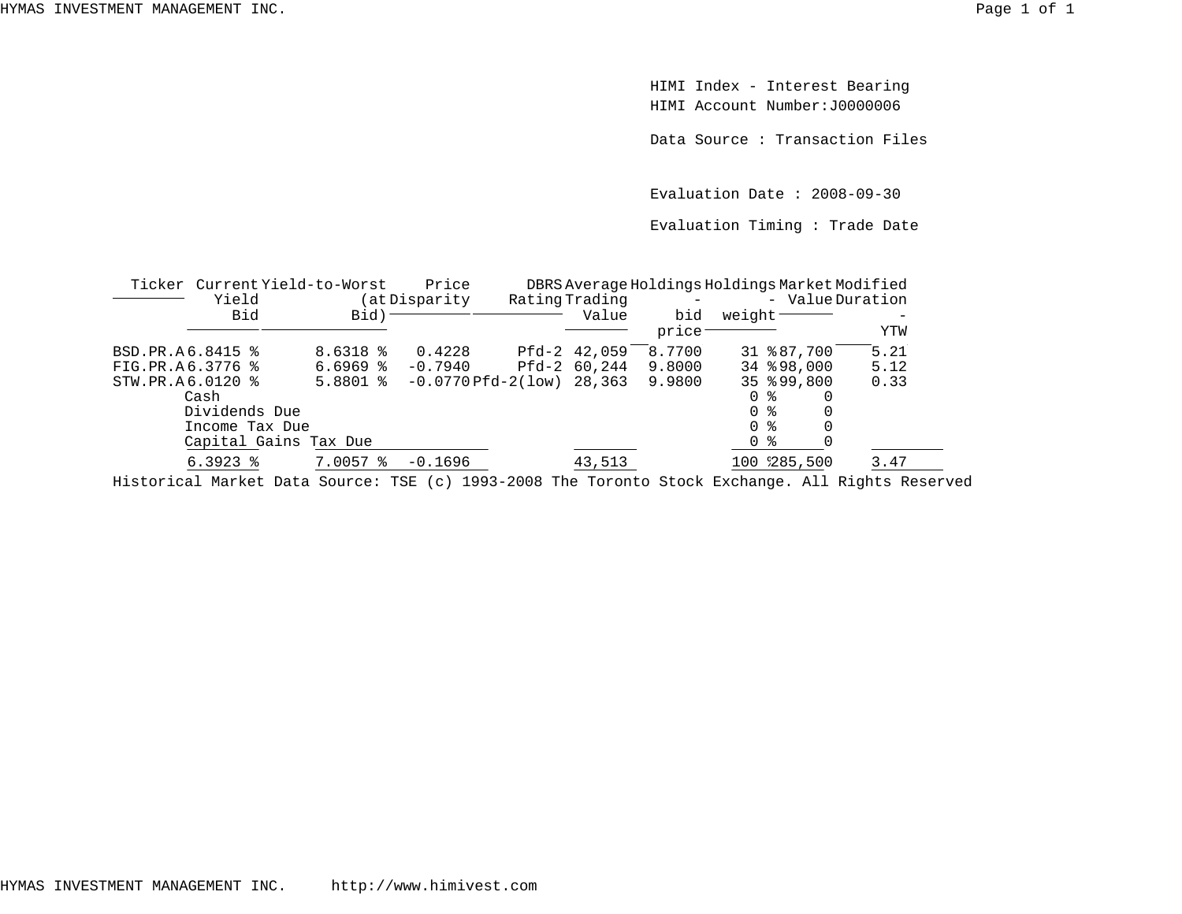HIMI Index - Interest Bearing
HIMI Account Number:J0000006

Data Source : Transaction Files

Evaluation Date : 2008-09-30

Evaluation Timing : Trade Date

| Ticker | Current Yield Bid | Yield-to-Worst (at Bid) | Price Disparity | DBRS Rating | Average Trading Value | Holdings - bid price | Holdings - weight | Market Value | Modified Duration - YTW |
|---|---|---|---|---|---|---|---|---|---|
| BSD.PR.A | 6.8415 % | 8.6318 % | 0.4228 | Pfd-2 | 42,059 | 8.7700 | 31 % | 87,700 | 5.21 |
| FIG.PR.A | 6.3776 % | 6.6969 % | -0.7940 | Pfd-2 | 60,244 | 9.8000 | 34 % | 98,000 | 5.12 |
| STW.PR.A | 6.0120 % | 5.8801 % | -0.0770 | Pfd-2(low) | 28,363 | 9.9800 | 35 % | 99,800 | 0.33 |
| Cash | | | | | | | 0 % | 0 | |
| Dividends Due | | | | | | | 0 % | 0 | |
| Income Tax Due | | | | | | | 0 % | 0 | |
| Capital Gains Tax Due | | | | | | | 0 % | 0 | |
| | 6.3923 % | 7.0057 % | -0.1696 | | 43,513 | | 100 % | 285,500 | 3.47 |

Historical Market Data Source: TSE (c) 1993-2008 The Toronto Stock Exchange. All Rights Reserved

HYMAS INVESTMENT MANAGEMENT INC. http://www.himivest.com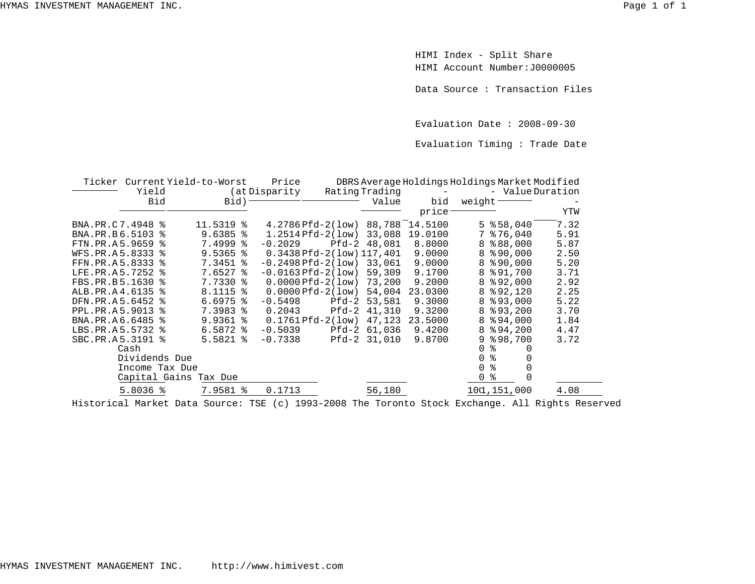HIMI Index - Split Share
HIMI Account Number:J0000005

Data Source : Transaction Files

Evaluation Date : 2008-09-30

Evaluation Timing : Trade Date

| Ticker | Current Yield Bid | Yield-to-Worst (at Bid) | Price Disparity | DBRS Rating | Average Trading Value | Holdings - bid price | Holdings - weight | Market Value | Modified Duration - YTW |
|---|---|---|---|---|---|---|---|---|---|
| BNA.PR.C | 7.4948 % | 11.5319 % | 4.2786 | Pfd-2(low) | 88,788 | 14.5100 | 5 % | 58,040 | 7.32 |
| BNA.PR.B | 6.5103 % | 9.6385 % | 1.2514 | Pfd-2(low) | 33,088 | 19.0100 | 7 % | 76,040 | 5.91 |
| FTN.PR.A | 5.9659 % | 7.4999 % | -0.2029 | Pfd-2 | 48,081 | 8.8000 | 8 % | 88,000 | 5.87 |
| WFS.PR.A | 5.8333 % | 9.5365 % | 0.3438 | Pfd-2(low) | 117,401 | 9.0000 | 8 % | 90,000 | 2.50 |
| FFN.PR.A | 5.8333 % | 7.3451 % | -0.2498 | Pfd-2(low) | 33,061 | 9.0000 | 8 % | 90,000 | 5.20 |
| LFE.PR.A | 5.7252 % | 7.6527 % | -0.0163 | Pfd-2(low) | 59,309 | 9.1700 | 8 % | 91,700 | 3.71 |
| FBS.PR.B | 5.1630 % | 7.7330 % | 0.0000 | Pfd-2(low) | 73,200 | 9.2000 | 8 % | 92,000 | 2.92 |
| ALB.PR.A | 4.6135 % | 8.1115 % | 0.0000 | Pfd-2(low) | 54,004 | 23.0300 | 8 % | 92,120 | 2.25 |
| DFN.PR.A | 5.6452 % | 6.6975 % | -0.5498 | Pfd-2 | 53,581 | 9.3000 | 8 % | 93,000 | 5.22 |
| PPL.PR.A | 5.9013 % | 7.3983 % | 0.2043 | Pfd-2 | 41,310 | 9.3200 | 8 % | 93,200 | 3.70 |
| BNA.PR.A | 6.6485 % | 9.9361 % | 0.1761 | Pfd-2(low) | 47,123 | 23.5000 | 8 % | 94,000 | 1.84 |
| LBS.PR.A | 5.5732 % | 6.5872 % | -0.5039 | Pfd-2 | 61,036 | 9.4200 | 8 % | 94,200 | 4.47 |
| SBC.PR.A | 5.3191 % | 5.5821 % | -0.7338 | Pfd-2 | 31,010 | 9.8700 | 9 % | 98,700 | 3.72 |
| Cash | | | | | | | 0 % | 0 | |
| Dividends Due | | | | | | | 0 % | 0 | |
| Income Tax Due | | | | | | | 0 % | 0 | |
| Capital Gains Tax Due | | | | | | | 0 % | 0 | |
| | 5.8036 % | 7.9581 % | 0.1713 | | 56,180 | | 100 | 1,151,000 | 4.08 |

Historical Market Data Source: TSE (c) 1993-2008 The Toronto Stock Exchange. All Rights Reserved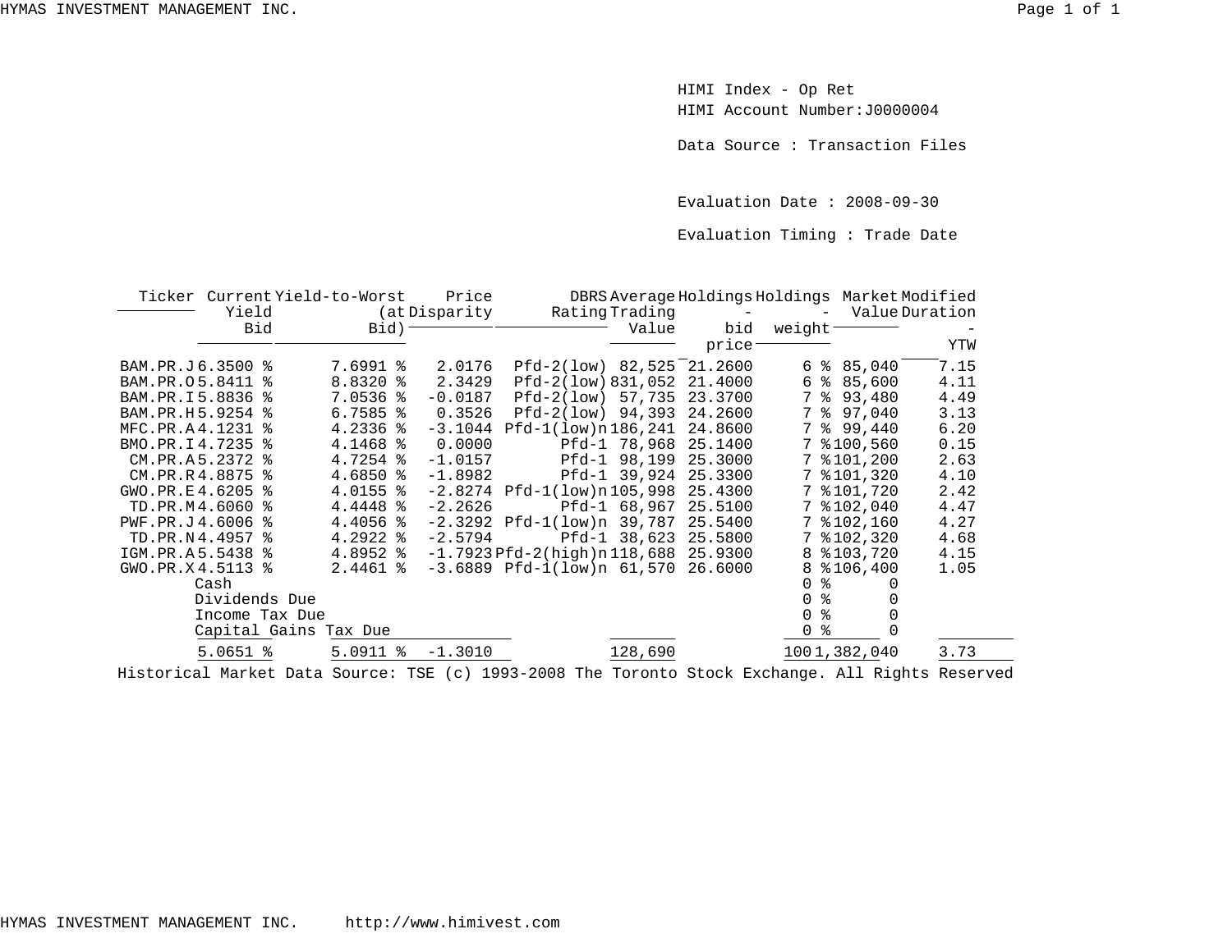HIMI Index - Op Ret

HIMI Account Number:J0000004

Data Source : Transaction Files

Evaluation Date : 2008-09-30

Evaluation Timing : Trade Date

| Ticker | Current Yield Bid | Yield-to-Worst (at Bid) | Price Disparity | DBRS Rating | Average Trading Value | Holdings - bid price | Holdings - weight | Market Value | Modified Duration - YTW |
|---|---|---|---|---|---|---|---|---|---|
| BAM.PR.J | 6.3500 % | 7.6991 % | 2.0176 | Pfd-2(low) | 82,525 | 21.2600 | 6 % | 85,040 | 7.15 |
| BAM.PR.O | 5.8411 % | 8.8320 % | 2.3429 | Pfd-2(low) | 831,052 | 21.4000 | 6 % | 85,600 | 4.11 |
| BAM.PR.I | 5.8836 % | 7.0536 % | -0.0187 | Pfd-2(low) | 57,735 | 23.3700 | 7 % | 93,480 | 4.49 |
| BAM.PR.H | 5.9254 % | 6.7585 % | 0.3526 | Pfd-2(low) | 94,393 | 24.2600 | 7 % | 97,040 | 3.13 |
| MFC.PR.A | 4.1231 % | 4.2336 % | -3.1044 | Pfd-1(low)n | 186,241 | 24.8600 | 7 % | 99,440 | 6.20 |
| BMO.PR.I | 4.7235 % | 4.1468 % | 0.0000 | Pfd-1 | 78,968 | 25.1400 | 7 % | 100,560 | 0.15 |
| CM.PR.A | 5.2372 % | 4.7254 % | -1.0157 | Pfd-1 | 98,199 | 25.3000 | 7 % | 101,200 | 2.63 |
| CM.PR.R | 4.8875 % | 4.6850 % | -1.8982 | Pfd-1 | 39,924 | 25.3300 | 7 % | 101,320 | 4.10 |
| GWO.PR.E | 4.6205 % | 4.0155 % | -2.8274 | Pfd-1(low)n | 105,998 | 25.4300 | 7 % | 101,720 | 2.42 |
| TD.PR.M | 4.6060 % | 4.4448 % | -2.2626 | Pfd-1 | 68,967 | 25.5100 | 7 % | 102,040 | 4.47 |
| PWF.PR.J | 4.6006 % | 4.4056 % | -2.3292 | Pfd-1(low)n | 39,787 | 25.5400 | 7 % | 102,160 | 4.27 |
| TD.PR.N | 4.4957 % | 4.2922 % | -2.5794 | Pfd-1 | 38,623 | 25.5800 | 7 % | 102,320 | 4.68 |
| IGM.PR.A | 5.5438 % | 4.8952 % | -1.7923 | Pfd-2(high)n | 118,688 | 25.9300 | 8 % | 103,720 | 4.15 |
| GWO.PR.X | 4.5113 % | 2.4461 % | -3.6889 | Pfd-1(low)n | 61,570 | 26.6000 | 8 % | 106,400 | 1.05 |
| | Cash | | | | | | 0 % | 0 | |
| | Dividends Due | | | | | | 0 % | 0 | |
| | Income Tax Due | | | | | | 0 % | 0 | |
| | Capital Gains Tax Due | | | | | | 0 % | 0 | |
| | 5.0651 % | 5.0911 % | -1.3010 | | 128,690 | | 100 | 1,382,040 | 3.73 |

Historical Market Data Source: TSE (c) 1993-2008 The Toronto Stock Exchange. All Rights Reserved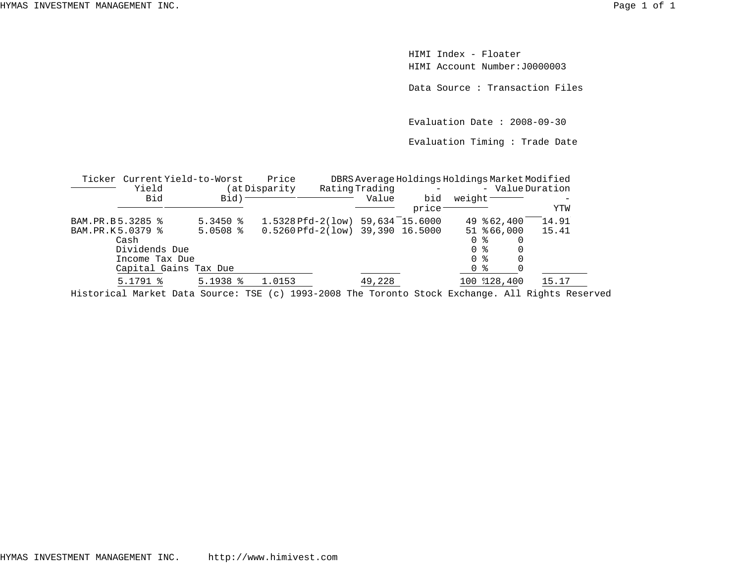HIMI Index - Floater

HIMI Account Number:J0000003

Data Source : Transaction Files

Evaluation Date : 2008-09-30

Evaluation Timing : Trade Date

| Ticker | Current Yield Bid | Yield-to-Worst (at Bid) | Price Disparity | DBRS Rating | Average Trading Value | Holdings - bid price | Holdings - weight | Market Value | Modified Duration - YTW |
|---|---|---|---|---|---|---|---|---|---|
| BAM.PR.B | 5.3285 % | 5.3450 % | 1.5328 | Pfd-2(low) | 59,634 | 15.6000 | 49 % | 62,400 | 14.91 |
| BAM.PR.K | 5.0379 % | 5.0508 % | 0.5260 | Pfd-2(low) | 39,390 | 16.5000 | 51 % | 66,000 | 15.41 |
| Cash | | | | | | | 0 % | 0 | |
| Dividends Due | | | | | | | 0 % | 0 | |
| Income Tax Due | | | | | | | 0 % | 0 | |
| Capital Gains Tax Due | | | | | | | 0 % | 0 | |
| | 5.1791 % | 5.1938 % | 1.0153 | | 49,228 | | 100 % | 128,400 | 15.17 |

Historical Market Data Source: TSE (c) 1993-2008 The Toronto Stock Exchange. All Rights Reserved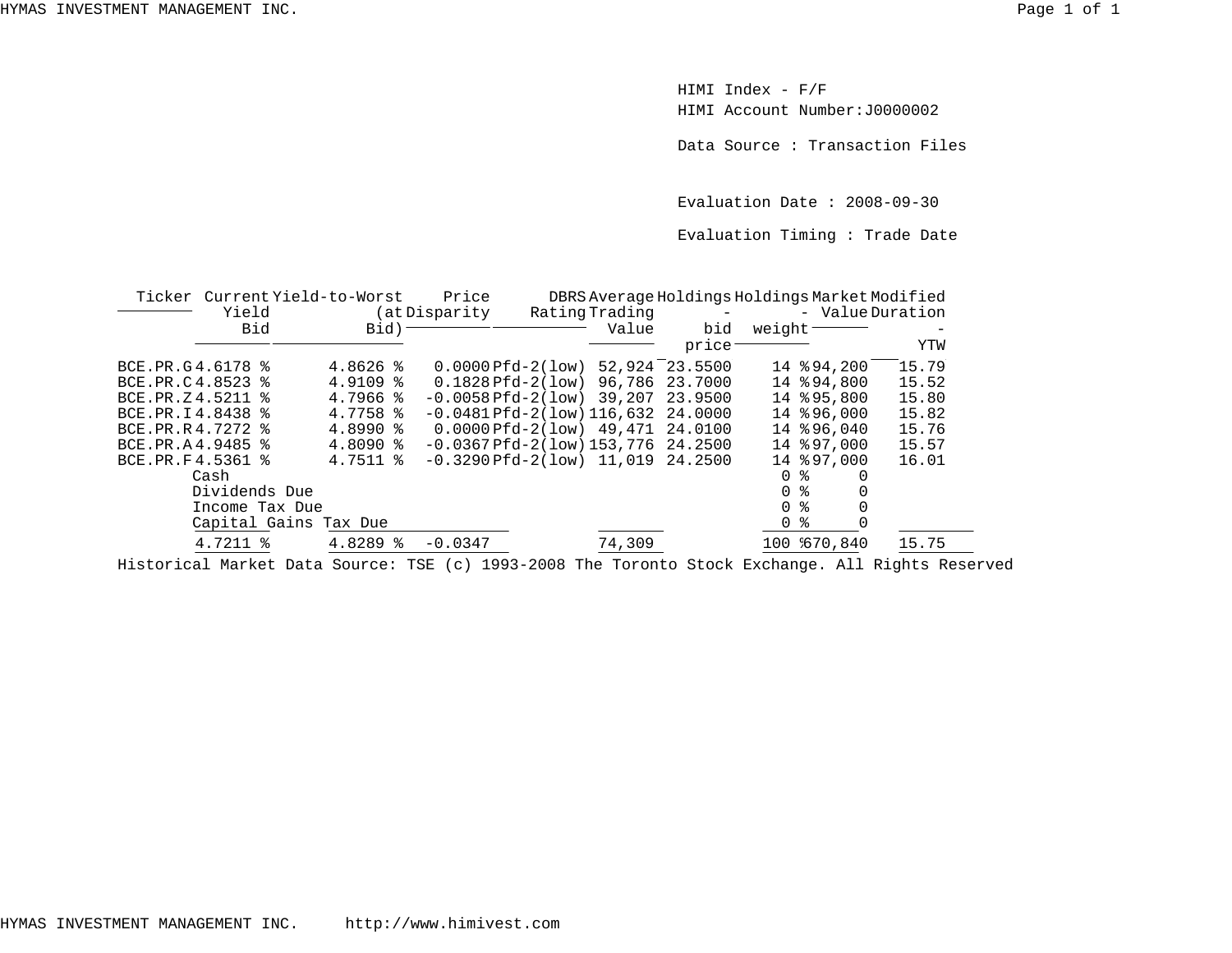HIMI Index - F/F
HIMI Account Number:J0000002

Data Source : Transaction Files

Evaluation Date : 2008-09-30

Evaluation Timing : Trade Date

| Ticker | Current Yield Bid | Yield-to-Worst (at Bid) | Price Disparity | DBRS Rating | Average Trading Value | Holdings - bid price | Holdings - weight | Market Value | Modified Duration - YTW |
|---|---|---|---|---|---|---|---|---|---|
| BCE.PR.G | 4.6178 % | 4.8626 % | 0.0000 | Pfd-2(low) | 52,924 | 23.5500 | 14 % | 94,200 | 15.79 |
| BCE.PR.C | 4.8523 % | 4.9109 % | 0.1828 | Pfd-2(low) | 96,786 | 23.7000 | 14 % | 94,800 | 15.52 |
| BCE.PR.Z | 4.5211 % | 4.7966 % | -0.0058 | Pfd-2(low) | 39,207 | 23.9500 | 14 % | 95,800 | 15.80 |
| BCE.PR.I | 4.8438 % | 4.7758 % | -0.0481 | Pfd-2(low) | 116,632 | 24.0000 | 14 % | 96,000 | 15.82 |
| BCE.PR.R | 4.7272 % | 4.8990 % | 0.0000 | Pfd-2(low) | 49,471 | 24.0100 | 14 % | 96,040 | 15.76 |
| BCE.PR.A | 4.9485 % | 4.8090 % | -0.0367 | Pfd-2(low) | 153,776 | 24.2500 | 14 % | 97,000 | 15.57 |
| BCE.PR.F | 4.5361 % | 4.7511 % | -0.3290 | Pfd-2(low) | 11,019 | 24.2500 | 14 % | 97,000 | 16.01 |
| | Cash | | | | | | 0 % | 0 | |
| | Dividends Due | | | | | | 0 % | 0 | |
| | Income Tax Due | | | | | | 0 % | 0 | |
| | Capital Gains Tax Due | | | | | | 0 % | 0 | |
| | 4.7211 % | 4.8289 % | -0.0347 | | 74,309 | | 100 % | 670,840 | 15.75 |

Historical Market Data Source: TSE (c) 1993-2008 The Toronto Stock Exchange. All Rights Reserved

HYMAS INVESTMENT MANAGEMENT INC. http://www.himivest.com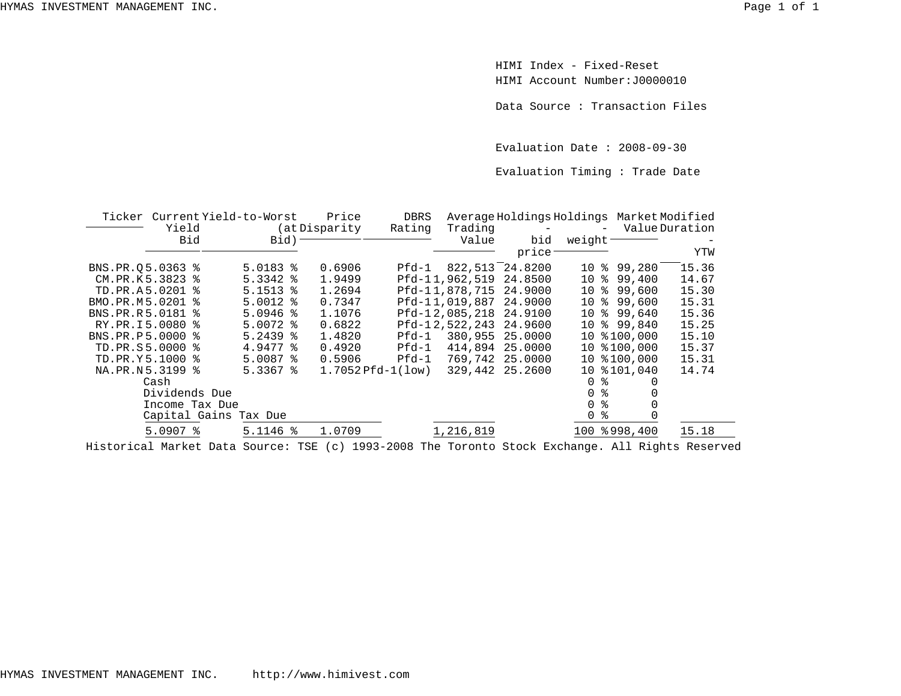HIMI Index - Fixed-Reset
HIMI Account Number:J0000010

Data Source : Transaction Files

Evaluation Date : 2008-09-30

Evaluation Timing : Trade Date

| Ticker | Current Yield Bid | Yield-to-Worst (at Bid) | Price Disparity | DBRS Rating | Average Trading Value | Holdings - bid price | Holdings - weight | Market Value | Modified Duration - YTW |
|---|---|---|---|---|---|---|---|---|---|
| BNS.PR.Q | 5.0363 % | 5.0183 % | 0.6906 | Pfd-1 | 822,513 | 24.8200 | 10 % | 99,280 | 15.36 |
| CM.PR.K | 5.3823 % | 5.3342 % | 1.9499 | Pfd-1 | 1,962,519 | 24.8500 | 10 % | 99,400 | 14.67 |
| TD.PR.A | 5.0201 % | 5.1513 % | 1.2694 | Pfd-1 | 1,878,715 | 24.9000 | 10 % | 99,600 | 15.30 |
| BMO.PR.M | 5.0201 % | 5.0012 % | 0.7347 | Pfd-1 | 1,019,887 | 24.9000 | 10 % | 99,600 | 15.31 |
| BNS.PR.R | 5.0181 % | 5.0946 % | 1.1076 | Pfd-1 | 2,085,218 | 24.9100 | 10 % | 99,640 | 15.36 |
| RY.PR.I | 5.0080 % | 5.0072 % | 0.6822 | Pfd-1 | 2,522,243 | 24.9600 | 10 % | 99,840 | 15.25 |
| BNS.PR.P | 5.0000 % | 5.2439 % | 1.4820 | Pfd-1 | 380,955 | 25.0000 | 10 % | 100,000 | 15.10 |
| TD.PR.S | 5.0000 % | 4.9477 % | 0.4920 | Pfd-1 | 414,894 | 25.0000 | 10 % | 100,000 | 15.37 |
| TD.PR.Y | 5.1000 % | 5.0087 % | 0.5906 | Pfd-1 | 769,742 | 25.0000 | 10 % | 100,000 | 15.31 |
| NA.PR.N | 5.3199 % | 5.3367 % | 1.7052 | Pfd-1(low) | 329,442 | 25.2600 | 10 % | 101,040 | 14.74 |
| | Cash | | | | | | 0 % | 0 | |
| | Dividends Due | | | | | | 0 % | 0 | |
| | Income Tax Due | | | | | | 0 % | 0 | |
| | Capital Gains Tax Due | | | | | | 0 % | 0 | |
| | 5.0907 % | 5.1146 % | 1.0709 | | 1,216,819 | | 100 % | 998,400 | 15.18 |

Historical Market Data Source: TSE (c) 1993-2008 The Toronto Stock Exchange. All Rights Reserved